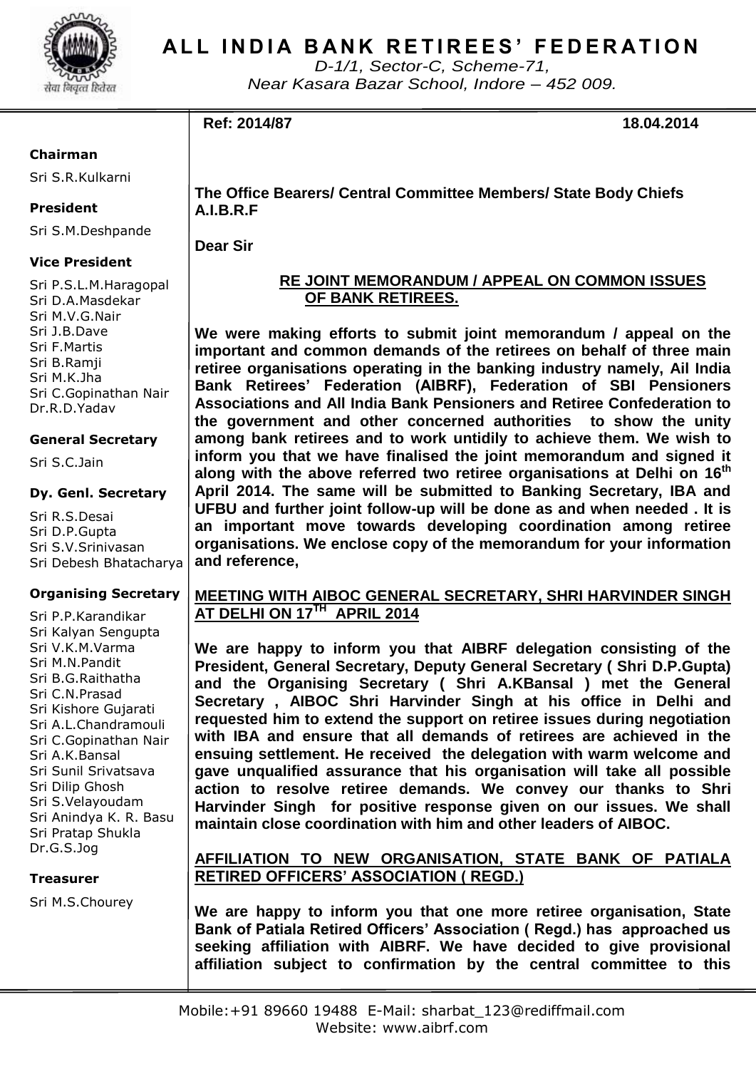# ALL INDIA BANK RETIREES' FEDERATION

*D-1/1, Sector-C, Scheme-71,*
*Near Kasara Bazar School, Indore – 452 009.*

**Chairman**
Sri S.R.Kulkarni

**President**
Sri S.M.Deshpande

**Vice President**
Sri P.S.L.M.Haragopal
Sri D.A.Masdekar
Sri M.V.G.Nair
Sri J.B.Dave
Sri F.Martis
Sri B.Ramji
Sri M.K.Jha
Sri C.Gopinathan Nair
Dr.R.D.Yadav

**General Secretary**
Sri S.C.Jain

**Dy. Genl. Secretary**
Sri R.S.Desai
Sri D.P.Gupta
Sri S.V.Srinivasan
Sri Debesh Bhatacharya

**Organising Secretary**
Sri P.P.Karandikar
Sri Kalyan Sengupta
Sri V.K.M.Varma
Sri M.N.Pandit
Sri B.G.Raithatha
Sri C.N.Prasad
Sri Kishore Gujarati
Sri A.L.Chandramouli
Sri C.Gopinathan Nair
Sri A.K.Bansal
Sri Sunil Srivatsava
Sri Dilip Ghosh
Sri S.Velayoudam
Sri Anindya K. R. Basu
Sri Pratap Shukla
Dr.G.S.Jog

**Treasurer**
Sri M.S.Chourey

**Ref: 2014/87** **18.04.2014**

**The Office Bearers/ Central Committee Members/ State Body Chiefs**
**A.I.B.R.F**

**Dear Sir**

**RE JOINT MEMORANDUM / APPEAL ON COMMON ISSUES OF BANK RETIREES.**

**We were making efforts to submit joint memorandum / appeal on the important and common demands of the retirees on behalf of three main retiree organisations operating in the banking industry namely, Ail India Bank Retirees' Federation (AIBRF), Federation of SBI Pensioners Associations and All India Bank Pensioners and Retiree Confederation to the government and other concerned authorities to show the unity among bank retirees and to work untidily to achieve them. We wish to inform you that we have finalised the joint memorandum and signed it along with the above referred two retiree organisations at Delhi on 16th April 2014. The same will be submitted to Banking Secretary, IBA and UFBU and further joint follow-up will be done as and when needed . It is an important move towards developing coordination among retiree organisations. We enclose copy of the memorandum for your information and reference,**

**MEETING WITH AIBOC GENERAL SECRETARY, SHRI HARVINDER SINGH AT DELHI ON 17TH APRIL 2014**

**We are happy to inform you that AIBRF delegation consisting of the President, General Secretary, Deputy General Secretary ( Shri D.P.Gupta) and the Organising Secretary ( Shri A.KBansal ) met the General Secretary , AIBOC Shri Harvinder Singh at his office in Delhi and requested him to extend the support on retiree issues during negotiation with IBA and ensure that all demands of retirees are achieved in the ensuing settlement. He received the delegation with warm welcome and gave unqualified assurance that his organisation will take all possible action to resolve retiree demands. We convey our thanks to Shri Harvinder Singh for positive response given on our issues. We shall maintain close coordination with him and other leaders of AIBOC.**

**AFFILIATION TO NEW ORGANISATION, STATE BANK OF PATIALA RETIRED OFFICERS' ASSOCIATION ( REGD.)**

**We are happy to inform you that one more retiree organisation, State Bank of Patiala Retired Officers' Association ( Regd.) has approached us seeking affiliation with AIBRF. We have decided to give provisional affiliation subject to confirmation by the central committee to this**

Mobile:+91 89660 19488 E-Mail: sharbat_123@rediffmail.com
Website: www.aibrf.com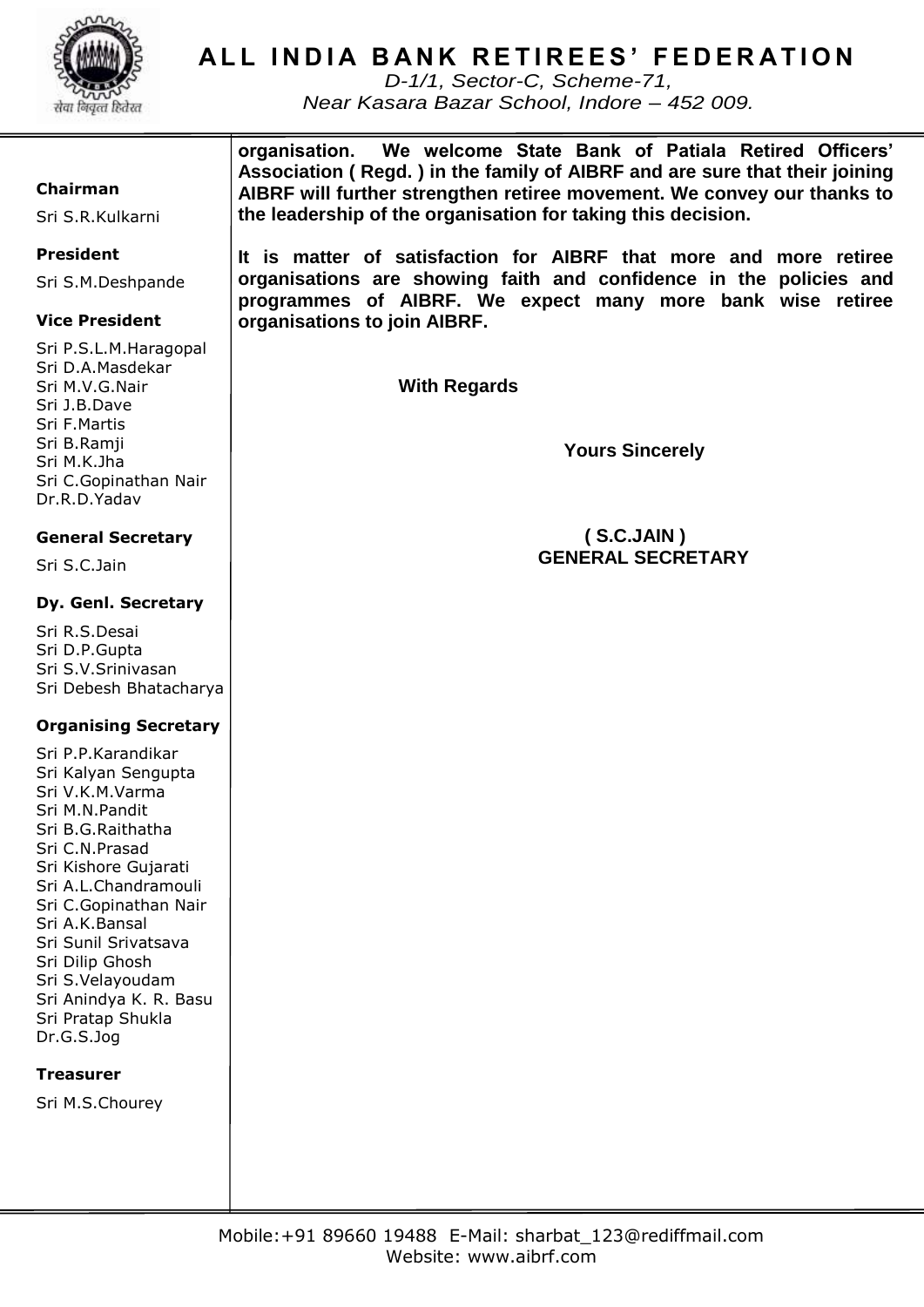# ALL INDIA BANK RETIREES' FEDERATION

*D-1/1, Sector-C, Scheme-71,*
*Near Kasara Bazar School, Indore – 452 009.*

**Chairman**

Sri S.R.Kulkarni

**President**

Sri S.M.Deshpande

**Vice President**

Sri P.S.L.M.Haragopal
Sri D.A.Masdekar
Sri M.V.G.Nair
Sri J.B.Dave
Sri F.Martis
Sri B.Ramji
Sri M.K.Jha
Sri C.Gopinathan Nair
Dr.R.D.Yadav

**General Secretary**

Sri S.C.Jain

**Dy. Genl. Secretary**

Sri R.S.Desai
Sri D.P.Gupta
Sri S.V.Srinivasan
Sri Debesh Bhatacharya

**Organising Secretary**

Sri P.P.Karandikar
Sri Kalyan Sengupta
Sri V.K.M.Varma
Sri M.N.Pandit
Sri B.G.Raithatha
Sri C.N.Prasad
Sri Kishore Gujarati
Sri A.L.Chandramouli
Sri C.Gopinathan Nair
Sri A.K.Bansal
Sri Sunil Srivatsava
Sri Dilip Ghosh
Sri S.Velayoudam
Sri Anindya K. R. Basu
Sri Pratap Shukla
Dr.G.S.Jog

**Treasurer**

Sri M.S.Chourey

**organisation. We welcome State Bank of Patiala Retired Officers' Association ( Regd. ) in the family of AIBRF and are sure that their joining AIBRF will further strengthen retiree movement. We convey our thanks to the leadership of the organisation for taking this decision.**

**It is matter of satisfaction for AIBRF that more and more retiree organisations are showing faith and confidence in the policies and programmes of AIBRF. We expect many more bank wise retiree organisations to join AIBRF.**

**With Regards**

**Yours Sincerely**

**( S.C.JAIN )**
**GENERAL SECRETARY**

Mobile:+91 89660 19488 E-Mail: sharbat_123@rediffmail.com
Website: www.aibrf.com